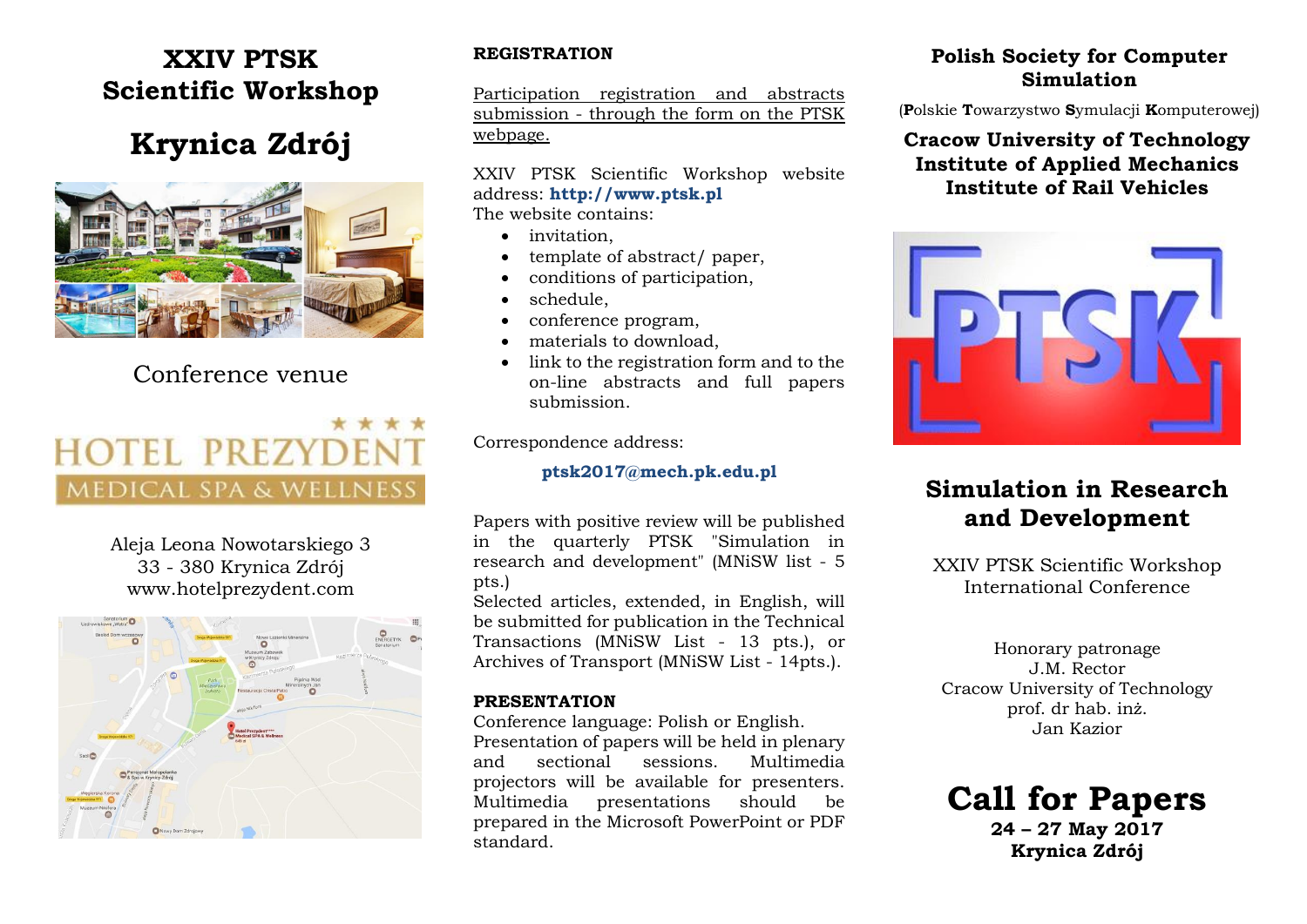# XXIV PTSK Scientific Workshop

# Krynica Zdrój

Conference venue

HOTEL PREZYDENT
MEDICAL SPA & WELLNESS

Aleja Leona Nowotarskiego 3
33 - 380 Krynica Zdrój
www.hotelprezydent.com

## REGISTRATION

Participation registration and abstracts submission - through the form on the PTSK webpage.

XXIV PTSK Scientific Workshop website address: **http://www.ptsk.pl**
The website contains:

- invitation,
- template of abstract/ paper,
- conditions of participation,
- schedule,
- conference program,
- materials to download,
- link to the registration form and to the on-line abstracts and full papers submission.

Correspondence address:

**ptsk2017@mech.pk.edu.pl**

Papers with positive review will be published in the quarterly PTSK "Simulation in research and development" (MNiSW list - 5 pts.)
Selected articles, extended, in English, will be submitted for publication in the Technical Transactions (MNiSW List - 13 pts.), or Archives of Transport (MNiSW List - 14pts.).

## PRESENTATION

Conference language: Polish or English.
Presentation of papers will be held in plenary and sectional sessions. Multimedia projectors will be available for presenters. Multimedia presentations should be prepared in the Microsoft PowerPoint or PDF standard.

**Polish Society for Computer Simulation**

(**P**olskie **T**owarzystwo **S**ymulacji **K**omputerowej)

**Cracow University of Technology**
**Institute of Applied Mechanics**
**Institute of Rail Vehicles**

PTSK

# Simulation in Research and Development

XXIV PTSK Scientific Workshop
International Conference

Honorary patronage
J.M. Rector
Cracow University of Technology
prof. dr hab. inż.
Jan Kazior

# Call for Papers

**24 – 27 May 2017**
**Krynica Zdrój**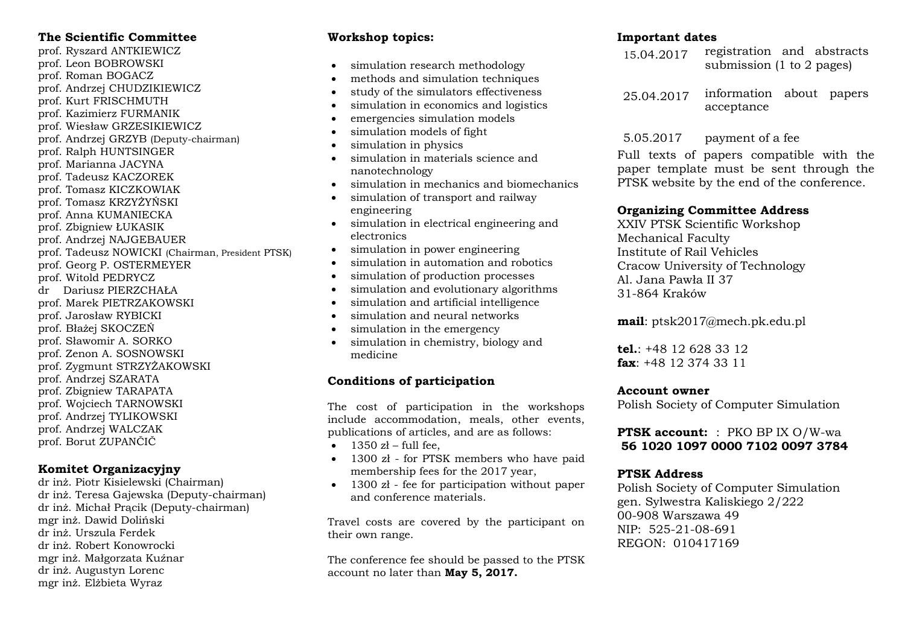### The Scientific Committee

prof. Ryszard ANTKIEWICZ
prof. Leon BOBROWSKI
prof. Roman BOGACZ
prof. Andrzej CHUDZIKIEWICZ
prof. Kurt FRISCHMUTH
prof. Kazimierz FURMANIK
prof. Wiesław GRZESIKIEWICZ
prof. Andrzej GRZYB (Deputy-chairman)
prof. Ralph HUNTSINGER
prof. Marianna JACYNA
prof. Tadeusz KACZOREK
prof. Tomasz KICZKOWIAK
prof. Tomasz KRZYŻYŃSKI
prof. Anna KUMANIECKA
prof. Zbigniew ŁUKASIK
prof. Andrzej NAJGEBAUER
prof. Tadeusz NOWICKI (Chairman, President PTSK)
prof. Georg P. OSTERMEYER
prof. Witold PEDRYCZ
dr Dariusz PIERZCHAŁA
prof. Marek PIETRZAKOWSKI
prof. Jarosław RYBICKI
prof. Błażej SKOCZEŃ
prof. Sławomir A. SORKO
prof. Zenon A. SOSNOWSKI
prof. Zygmunt STRZYŻAKOWSKI
prof. Andrzej SZARATA
prof. Zbigniew TARAPATA
prof. Wojciech TARNOWSKI
prof. Andrzej TYLIKOWSKI
prof. Andrzej WALCZAK
prof. Borut ZUPANČIČ

### Komitet Organizacyjny

dr inż. Piotr Kisielewski (Chairman)
dr inż. Teresa Gajewska (Deputy-chairman)
dr inż. Michał Prącik (Deputy-chairman)
mgr inż. Dawid Doliński
dr inż. Urszula Ferdek
dr inż. Robert Konowrocki
mgr inż. Małgorzata Kuźnar
dr inż. Augustyn Lorenc
mgr inż. Elżbieta Wyraz

### Workshop topics:

- simulation research methodology
- methods and simulation techniques
- study of the simulators effectiveness
- simulation in economics and logistics
- emergencies simulation models
- simulation models of fight
- simulation in physics
- simulation in materials science and nanotechnology
- simulation in mechanics and biomechanics
- simulation of transport and railway engineering
- simulation in electrical engineering and electronics
- simulation in power engineering
- simulation in automation and robotics
- simulation of production processes
- simulation and evolutionary algorithms
- simulation and artificial intelligence
- simulation and neural networks
- simulation in the emergency
- simulation in chemistry, biology and medicine

### Conditions of participation

The cost of participation in the workshops include accommodation, meals, other events, publications of articles, and are as follows:

- 1350 zł – full fee,
- 1300 zł - for PTSK members who have paid membership fees for the 2017 year,
- 1300 zł - fee for participation without paper and conference materials.

Travel costs are covered by the participant on their own range.

The conference fee should be passed to the PTSK account no later than **May 5, 2017.**

### Important dates

| | |
|---|---|
| 15.04.2017 | registration and abstracts submission (1 to 2 pages) |
| 25.04.2017 | information about papers acceptance |
| 5.05.2017 | payment of a fee |

Full texts of papers compatible with the paper template must be sent through the PTSK website by the end of the conference.

### Organizing Committee Address

XXIV PTSK Scientific Workshop
Mechanical Faculty
Institute of Rail Vehicles
Cracow University of Technology
Al. Jana Pawła II 37
31-864 Kraków

**mail**: ptsk2017@mech.pk.edu.pl

**tel.**: +48 12 628 33 12
**fax**: +48 12 374 33 11

### Account owner

Polish Society of Computer Simulation

**PTSK account:** : PKO BP IX O/W-wa
**56 1020 1097 0000 7102 0097 3784**

### PTSK Address

Polish Society of Computer Simulation
gen. Sylwestra Kaliskiego 2/222
00-908 Warszawa 49
NIP: 525-21-08-691
REGON: 010417169